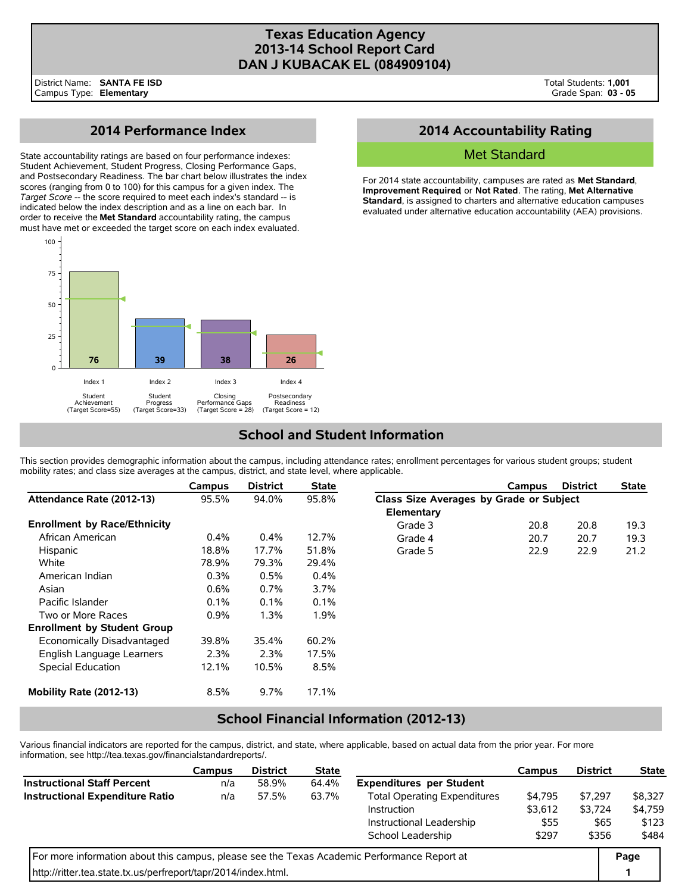# Texas Education Agency
# 2013-14 School Report Card
# DAN J KUBACAK EL (084909104)

District Name: **SANTA FE ISD**
Campus Type: **Elementary**

Total Students: **1,001**
Grade Span: **03 - 05**

## 2014 Performance Index

State accountability ratings are based on four performance indexes: Student Achievement, Student Progress, Closing Performance Gaps, and Postsecondary Readiness. The bar chart below illustrates the index scores (ranging from 0 to 100) for this campus for a given index. The *Target Score* -- the score required to meet each index's standard -- is indicated below the index description and as a line on each bar. In order to receive the **Met Standard** accountability rating, the campus must have met or exceeded the target score on each index evaluated.

| Index | Description | Score | Target Score |
|---|---|---|---|
| Index 1 | Student Achievement | 76 | 55 |
| Index 2 | Student Progress | 39 | 33 |
| Index 3 | Closing Performance Gaps | 38 | 28 |
| Index 4 | Postsecondary Readiness | 26 | 12 |

## 2014 Accountability Rating

Met Standard

For 2014 state accountability, campuses are rated as **Met Standard**, **Improvement Required** or **Not Rated**. The rating, **Met Alternative Standard**, is assigned to charters and alternative education campuses evaluated under alternative education accountability (AEA) provisions.

## School and Student Information

This section provides demographic information about the campus, including attendance rates; enrollment percentages for various student groups; student mobility rates; and class size averages at the campus, district, and state level, where applicable.

| | Campus | District | State |
|---|---|---|---|
| **Attendance Rate (2012-13)** | 95.5% | 94.0% | 95.8% |
| **Enrollment by Race/Ethnicity** | | | |
| African American | 0.4% | 0.4% | 12.7% |
| Hispanic | 18.8% | 17.7% | 51.8% |
| White | 78.9% | 79.3% | 29.4% |
| American Indian | 0.3% | 0.5% | 0.4% |
| Asian | 0.6% | 0.7% | 3.7% |
| Pacific Islander | 0.1% | 0.1% | 0.1% |
| Two or More Races | 0.9% | 1.3% | 1.9% |
| **Enrollment by Student Group** | | | |
| Economically Disadvantaged | 39.8% | 35.4% | 60.2% |
| English Language Learners | 2.3% | 2.3% | 17.5% |
| Special Education | 12.1% | 10.5% | 8.5% |
| **Mobility Rate (2012-13)** | 8.5% | 9.7% | 17.1% |

| | Campus | District | State |
|---|---|---|---|
| **Class Size Averages by Grade or Subject** | | | |
| **Elementary** | | | |
| Grade 3 | 20.8 | 20.8 | 19.3 |
| Grade 4 | 20.7 | 20.7 | 19.3 |
| Grade 5 | 22.9 | 22.9 | 21.2 |

## School Financial Information (2012-13)

Various financial indicators are reported for the campus, district, and state, where applicable, based on actual data from the prior year. For more information, see http://tea.texas.gov/financialstandardreports/.

| | Campus | District | State |
|---|---|---|---|
| **Instructional Staff Percent** | n/a | 58.9% | 64.4% |
| **Instructional Expenditure Ratio** | n/a | 57.5% | 63.7% |

| | Campus | District | State |
|---|---|---|---|
| **Expenditures per Student** | | | |
| Total Operating Expenditures | $4,795 | $7,297 | $8,327 |
| Instruction | $3,612 | $3,724 | $4,759 |
| Instructional Leadership | $55 | $65 | $123 |
| School Leadership | $297 | $356 | $484 |

For more information about this campus, please see the Texas Academic Performance Report at http://ritter.tea.state.tx.us/perfreport/tapr/2014/index.html.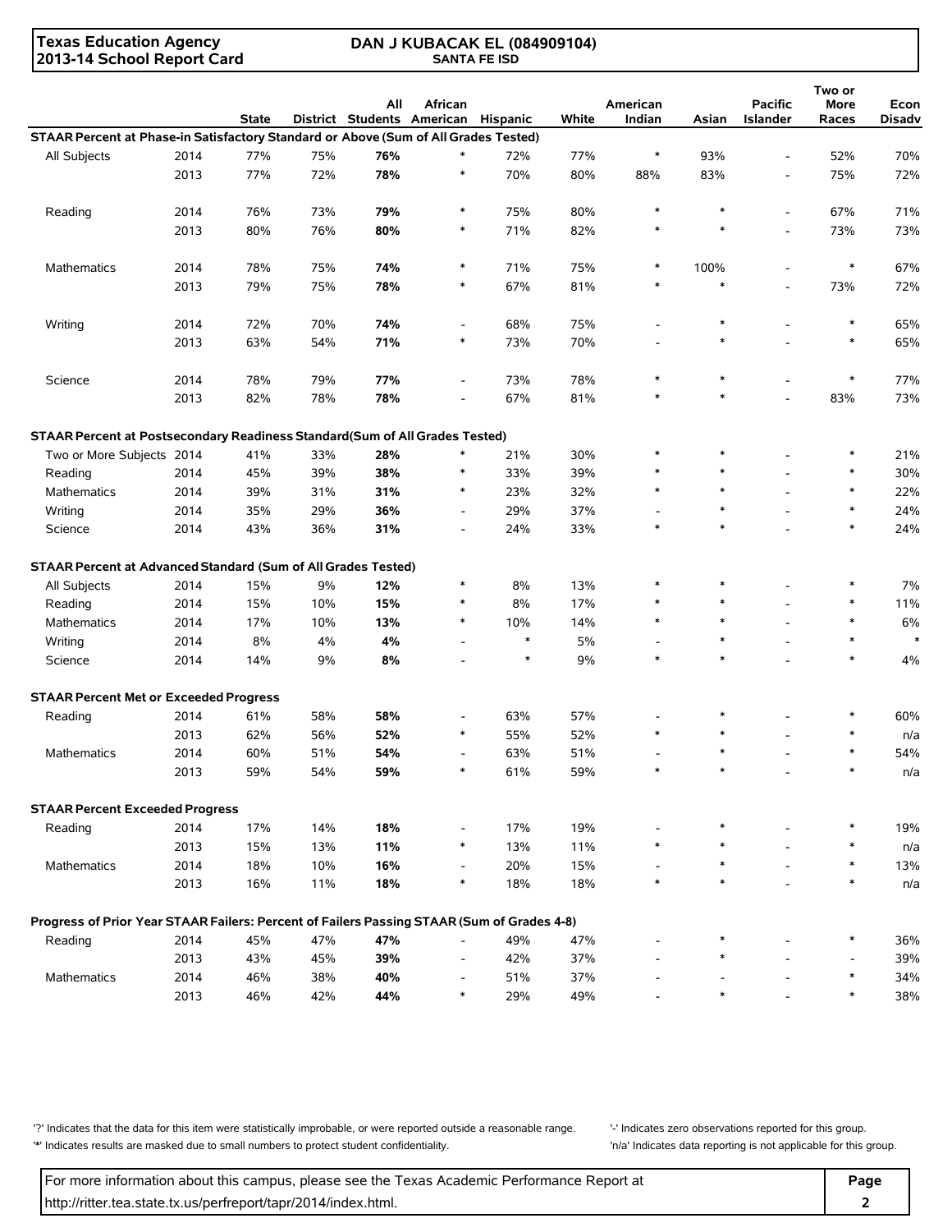**Texas Education Agency**
**2013-14 School Report Card**

**DAN J KUBACAK EL (084909104)**
**SANTA FE ISD**

| | | State | District | All Students | African American | Hispanic | White | American Indian | Asian | Pacific Islander | Two or More Races | Econ Disadv |
|---|---|---|---|---|---|---|---|---|---|---|---|---|
| **STAAR Percent at Phase-in Satisfactory Standard or Above (Sum of All Grades Tested)** | | | | | | | | | | | | |
| All Subjects | 2014 | 77% | 75% | **76%** | * | 72% | 77% | * | 93% | - | 52% | 70% |
| | 2013 | 77% | 72% | **78%** | * | 70% | 80% | 88% | 83% | - | 75% | 72% |
| Reading | 2014 | 76% | 73% | **79%** | * | 75% | 80% | * | * | - | 67% | 71% |
| | 2013 | 80% | 76% | **80%** | * | 71% | 82% | * | * | - | 73% | 73% |
| Mathematics | 2014 | 78% | 75% | **74%** | * | 71% | 75% | * | 100% | - | * | 67% |
| | 2013 | 79% | 75% | **78%** | * | 67% | 81% | * | * | - | 73% | 72% |
| Writing | 2014 | 72% | 70% | **74%** | - | 68% | 75% | - | * | - | * | 65% |
| | 2013 | 63% | 54% | **71%** | * | 73% | 70% | - | * | - | * | 65% |
| Science | 2014 | 78% | 79% | **77%** | - | 73% | 78% | * | * | - | * | 77% |
| | 2013 | 82% | 78% | **78%** | - | 67% | 81% | * | * | - | 83% | 73% |
| **STAAR Percent at Postsecondary Readiness Standard(Sum of All Grades Tested)** | | | | | | | | | | | | |
| Two or More Subjects | 2014 | 41% | 33% | **28%** | * | 21% | 30% | * | * | - | * | 21% |
| Reading | 2014 | 45% | 39% | **38%** | * | 33% | 39% | * | * | - | * | 30% |
| Mathematics | 2014 | 39% | 31% | **31%** | * | 23% | 32% | * | * | - | * | 22% |
| Writing | 2014 | 35% | 29% | **36%** | - | 29% | 37% | - | * | - | * | 24% |
| Science | 2014 | 43% | 36% | **31%** | - | 24% | 33% | * | * | - | * | 24% |
| **STAAR Percent at Advanced Standard (Sum of All Grades Tested)** | | | | | | | | | | | | |
| All Subjects | 2014 | 15% | 9% | **12%** | * | 8% | 13% | * | * | - | * | 7% |
| Reading | 2014 | 15% | 10% | **15%** | * | 8% | 17% | * | * | - | * | 11% |
| Mathematics | 2014 | 17% | 10% | **13%** | * | 10% | 14% | * | * | - | * | 6% |
| Writing | 2014 | 8% | 4% | **4%** | - | * | 5% | - | * | - | * | * |
| Science | 2014 | 14% | 9% | **8%** | - | * | 9% | * | * | - | * | 4% |
| **STAAR Percent Met or Exceeded Progress** | | | | | | | | | | | | |
| Reading | 2014 | 61% | 58% | **58%** | - | 63% | 57% | - | * | - | * | 60% |
| | 2013 | 62% | 56% | **52%** | * | 55% | 52% | * | * | - | * | n/a |
| Mathematics | 2014 | 60% | 51% | **54%** | - | 63% | 51% | - | * | - | * | 54% |
| | 2013 | 59% | 54% | **59%** | * | 61% | 59% | * | * | - | * | n/a |
| **STAAR Percent Exceeded Progress** | | | | | | | | | | | | |
| Reading | 2014 | 17% | 14% | **18%** | - | 17% | 19% | - | * | - | * | 19% |
| | 2013 | 15% | 13% | **11%** | * | 13% | 11% | * | * | - | * | n/a |
| Mathematics | 2014 | 18% | 10% | **16%** | - | 20% | 15% | - | * | - | * | 13% |
| | 2013 | 16% | 11% | **18%** | * | 18% | 18% | * | * | - | * | n/a |
| **Progress of Prior Year STAAR Failers: Percent of Failers Passing STAAR (Sum of Grades 4-8)** | | | | | | | | | | | | |
| Reading | 2014 | 45% | 47% | **47%** | - | 49% | 47% | - | * | - | * | 36% |
| | 2013 | 43% | 45% | **39%** | - | 42% | 37% | - | * | - | - | 39% |
| Mathematics | 2014 | 46% | 38% | **40%** | - | 51% | 37% | - | - | - | * | 34% |
| | 2013 | 46% | 42% | **44%** | * | 29% | 49% | - | * | - | * | 38% |

'?' Indicates that the data for this item were statistically improbable, or were reported outside a reasonable range.
'*' Indicates results are masked due to small numbers to protect student confidentiality.
'-' Indicates zero observations reported for this group.
'n/a' Indicates data reporting is not applicable for this group.

For more information about this campus, please see the Texas Academic Performance Report at http://ritter.tea.state.tx.us/perfreport/tapr/2014/index.html.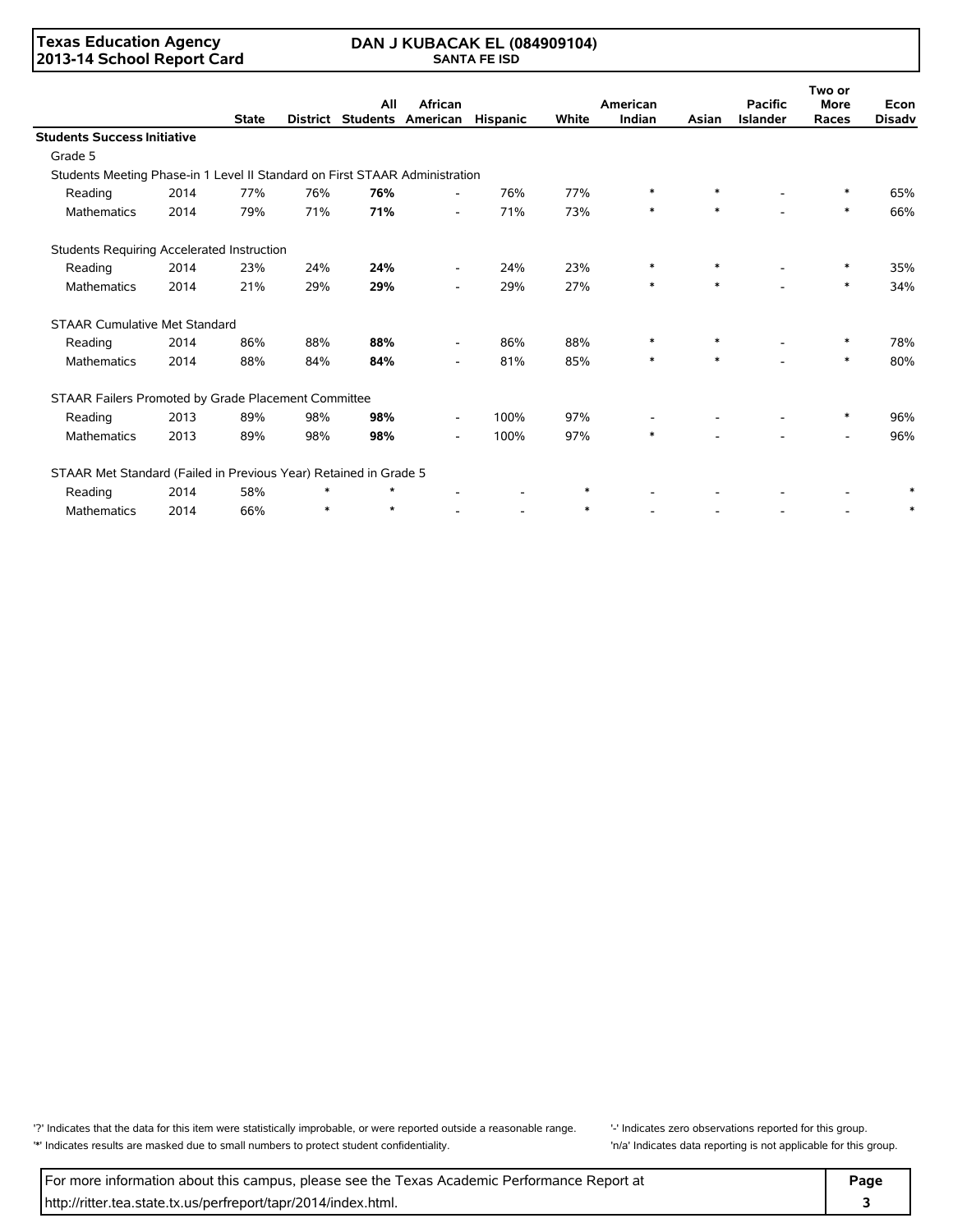Texas Education Agency
2013-14 School Report Card

**DAN J KUBACAK EL (084909104)**
**SANTA FE ISD**

| | | State | District | All Students | African American | Hispanic | White | American Indian | Asian | Pacific Islander | Two or More Races | Econ Disadv |
|---|---|---|---|---|---|---|---|---|---|---|---|---|
| **Students Success Initiative** | | | | | | | | | | | | |
| Grade 5 | | | | | | | | | | | | |
| Students Meeting Phase-in 1 Level II Standard on First STAAR Administration | | | | | | | | | | | | |
| Reading | 2014 | 77% | 76% | **76%** | - | 76% | 77% | * | * | - | * | 65% |
| Mathematics | 2014 | 79% | 71% | **71%** | - | 71% | 73% | * | * | - | * | 66% |
| Students Requiring Accelerated Instruction | | | | | | | | | | | | |
| Reading | 2014 | 23% | 24% | **24%** | - | 24% | 23% | * | * | - | * | 35% |
| Mathematics | 2014 | 21% | 29% | **29%** | - | 29% | 27% | * | * | - | * | 34% |
| STAAR Cumulative Met Standard | | | | | | | | | | | | |
| Reading | 2014 | 86% | 88% | **88%** | - | 86% | 88% | * | * | - | * | 78% |
| Mathematics | 2014 | 88% | 84% | **84%** | - | 81% | 85% | * | * | - | * | 80% |
| STAAR Failers Promoted by Grade Placement Committee | | | | | | | | | | | | |
| Reading | 2013 | 89% | 98% | **98%** | - | 100% | 97% | - | - | - | * | 96% |
| Mathematics | 2013 | 89% | 98% | **98%** | - | 100% | 97% | * | - | - | - | 96% |
| STAAR Met Standard (Failed in Previous Year) Retained in Grade 5 | | | | | | | | | | | | |
| Reading | 2014 | 58% | * | * | - | - | * | - | - | - | - | * |
| Mathematics | 2014 | 66% | * | * | - | - | * | - | - | - | - | * |

'?' Indicates that the data for this item were statistically improbable, or were reported outside a reasonable range.
'*' Indicates results are masked due to small numbers to protect student confidentiality.
'-' Indicates zero observations reported for this group.
'n/a' Indicates data reporting is not applicable for this group.

For more information about this campus, please see the Texas Academic Performance Report at http://ritter.tea.state.tx.us/perfreport/tapr/2014/index.html.